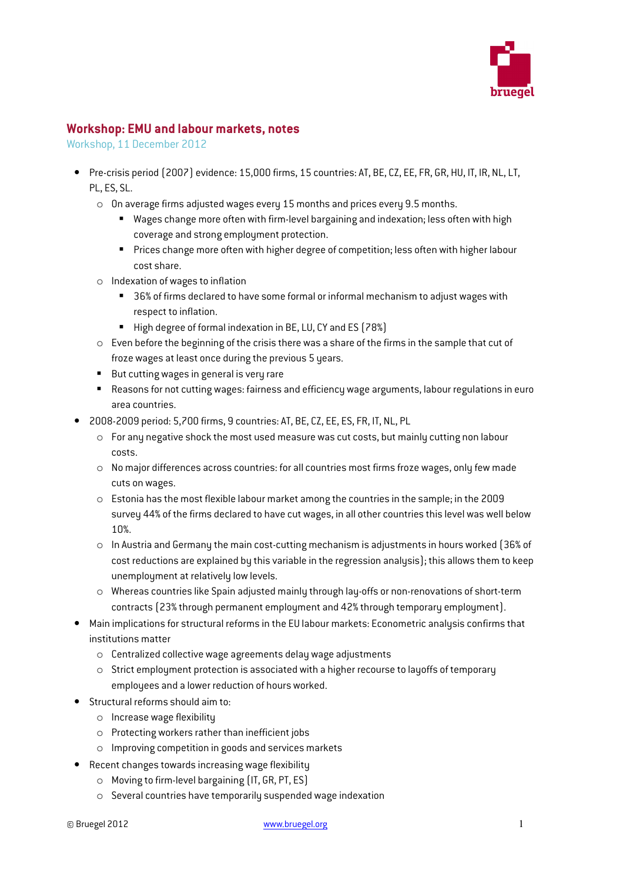## Workshop: EMU and labour markets, notes

Workshop, 11 December 2012

- Pre-crisis period (2007) evidence: 15,000 firms, 15 countries: AT, BE, CZ, EE, FR, GR, HU, IT, IR, NL, LT, PL, ES, SL.
  - On average firms adjusted wages every 15 months and prices every 9.5 months.
    - Wages change more often with firm-level bargaining and indexation; less often with high coverage and strong employment protection.
    - Prices change more often with higher degree of competition; less often with higher labour cost share.
  - Indexation of wages to inflation
    - 36% of firms declared to have some formal or informal mechanism to adjust wages with respect to inflation.
    - High degree of formal indexation in BE, LU, CY and ES (78%)
  - Even before the beginning of the crisis there was a share of the firms in the sample that cut of froze wages at least once during the previous 5 years.
  - But cutting wages in general is very rare
  - Reasons for not cutting wages: fairness and efficiency wage arguments, labour regulations in euro area countries.
- 2008-2009 period: 5,700 firms, 9 countries: AT, BE, CZ, EE, ES, FR, IT, NL, PL
  - For any negative shock the most used measure was cut costs, but mainly cutting non labour costs.
  - No major differences across countries: for all countries most firms froze wages, only few made cuts on wages.
  - Estonia has the most flexible labour market among the countries in the sample; in the 2009 survey 44% of the firms declared to have cut wages, in all other countries this level was well below 10%.
  - In Austria and Germany the main cost-cutting mechanism is adjustments in hours worked (36% of cost reductions are explained by this variable in the regression analysis); this allows them to keep unemployment at relatively low levels.
  - Whereas countries like Spain adjusted mainly through lay-offs or non-renovations of short-term contracts (23% through permanent employment and 42% through temporary employment).
- Main implications for structural reforms in the EU labour markets: Econometric analysis confirms that institutions matter
  - Centralized collective wage agreements delay wage adjustments
  - Strict employment protection is associated with a higher recourse to layoffs of temporary employees and a lower reduction of hours worked.
- Structural reforms should aim to:
  - Increase wage flexibility
  - Protecting workers rather than inefficient jobs
  - Improving competition in goods and services markets
- Recent changes towards increasing wage flexibility
  - Moving to firm-level bargaining (IT, GR, PT, ES)
  - Several countries have temporarily suspended wage indexation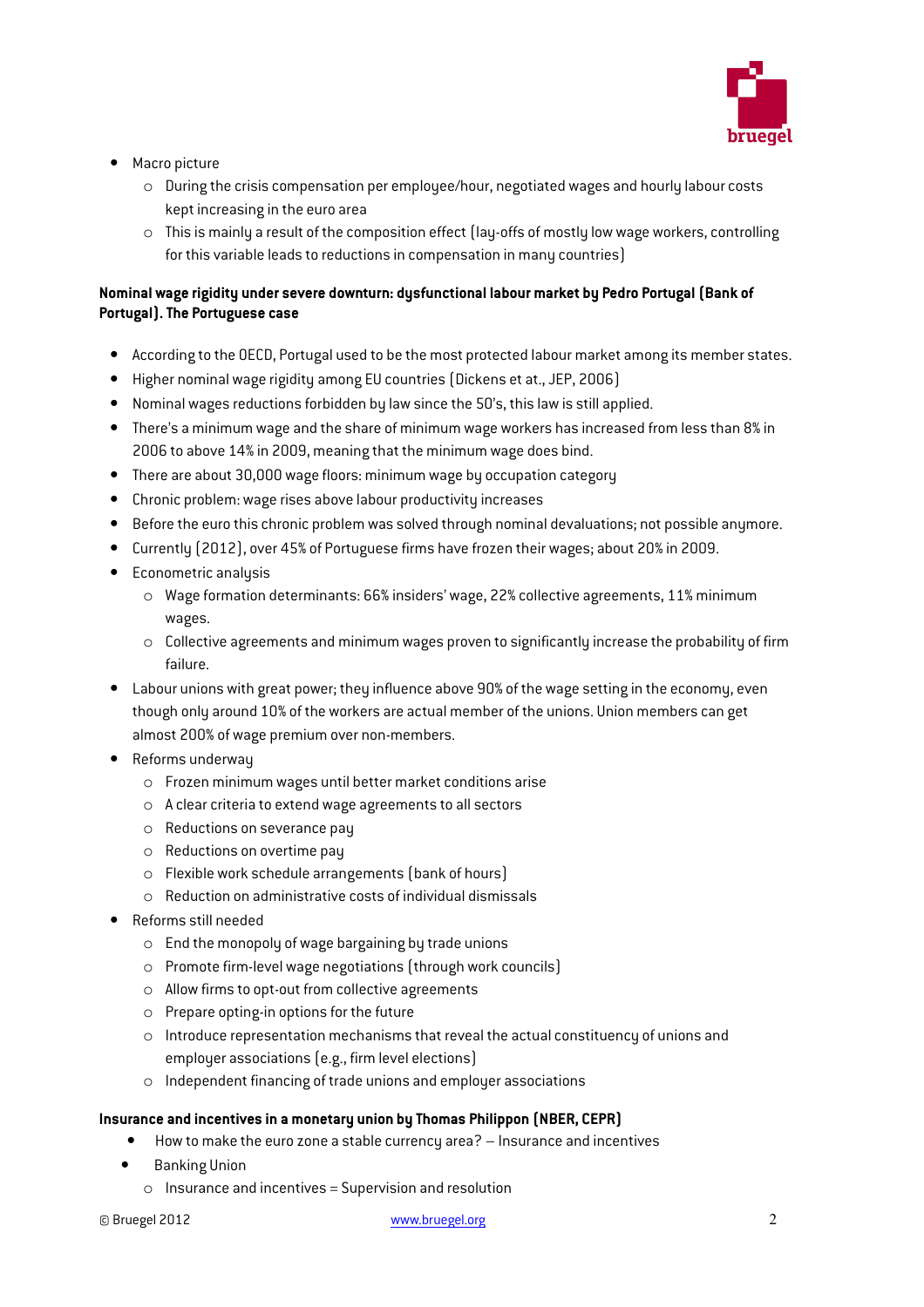- Macro picture
    - During the crisis compensation per employee/hour, negotiated wages and hourly labour costs kept increasing in the euro area
    - This is mainly a result of the composition effect (lay-offs of mostly low wage workers, controlling for this variable leads to reductions in compensation in many countries)

**Nominal wage rigidity under severe downturn: dysfunctional labour market by Pedro Portugal (Bank of Portugal). The Portuguese case**

- According to the OECD, Portugal used to be the most protected labour market among its member states.
- Higher nominal wage rigidity among EU countries (Dickens et at., JEP, 2006)
- Nominal wages reductions forbidden by law since the 50's, this law is still applied.
- There's a minimum wage and the share of minimum wage workers has increased from less than 8% in 2006 to above 14% in 2009, meaning that the minimum wage does bind.
- There are about 30,000 wage floors: minimum wage by occupation category
- Chronic problem: wage rises above labour productivity increases
- Before the euro this chronic problem was solved through nominal devaluations; not possible anymore.
- Currently (2012), over 45% of Portuguese firms have frozen their wages; about 20% in 2009.
- Econometric analysis
    - Wage formation determinants: 66% insiders' wage, 22% collective agreements, 11% minimum wages.
    - Collective agreements and minimum wages proven to significantly increase the probability of firm failure.
- Labour unions with great power; they influence above 90% of the wage setting in the economy, even though only around 10% of the workers are actual member of the unions. Union members can get almost 200% of wage premium over non-members.
- Reforms underway
    - Frozen minimum wages until better market conditions arise
    - A clear criteria to extend wage agreements to all sectors
    - Reductions on severance pay
    - Reductions on overtime pay
    - Flexible work schedule arrangements (bank of hours)
    - Reduction on administrative costs of individual dismissals
- Reforms still needed
    - End the monopoly of wage bargaining by trade unions
    - Promote firm-level wage negotiations (through work councils)
    - Allow firms to opt-out from collective agreements
    - Prepare opting-in options for the future
    - Introduce representation mechanisms that reveal the actual constituency of unions and employer associations (e.g., firm level elections)
    - Independent financing of trade unions and employer associations

**Insurance and incentives in a monetary union by Thomas Philippon (NBER, CEPR)**

- How to make the euro zone a stable currency area? – Insurance and incentives
- Banking Union
    - Insurance and incentives = Supervision and resolution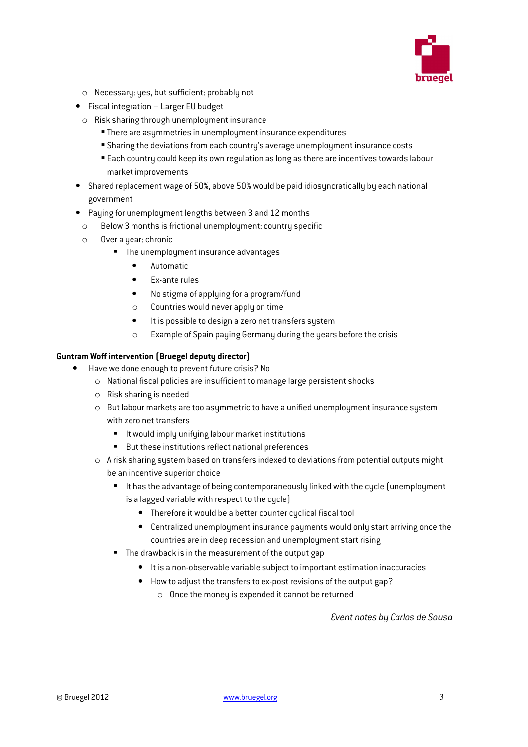- Necessary: yes, but sufficient: probably not
- Fiscal integration – Larger EU budget
  - Risk sharing through unemployment insurance
    - There are asymmetries in unemployment insurance expenditures
    - Sharing the deviations from each country's average unemployment insurance costs
    - Each country could keep its own regulation as long as there are incentives towards labour market improvements
- Shared replacement wage of 50%, above 50% would be paid idiosyncratically by each national government
- Paying for unemployment lengths between 3 and 12 months
  - Below 3 months is frictional unemployment: country specific
  - Over a year: chronic
    - The unemployment insurance advantages
      - Automatic
      - Ex-ante rules
      - No stigma of applying for a program/fund
        - Countries would never apply on time
      - It is possible to design a zero net transfers system
        - Example of Spain paying Germany during the years before the crisis

**Guntram Woff intervention (Bruegel deputy director)**

- Have we done enough to prevent future crisis? No
  - National fiscal policies are insufficient to manage large persistent shocks
  - Risk sharing is needed
  - But labour markets are too asymmetric to have a unified unemployment insurance system with zero net transfers
    - It would imply unifying labour market institutions
    - But these institutions reflect national preferences
  - A risk sharing system based on transfers indexed to deviations from potential outputs might be an incentive superior choice
    - It has the advantage of being contemporaneously linked with the cycle (unemployment is a lagged variable with respect to the cycle)
      - Therefore it would be a better counter cyclical fiscal tool
      - Centralized unemployment insurance payments would only start arriving once the countries are in deep recession and unemployment start rising
    - The drawback is in the measurement of the output gap
      - It is a non-observable variable subject to important estimation inaccuracies
      - How to adjust the transfers to ex-post revisions of the output gap?
        - Once the money is expended it cannot be returned

*Event notes by Carlos de Sousa*